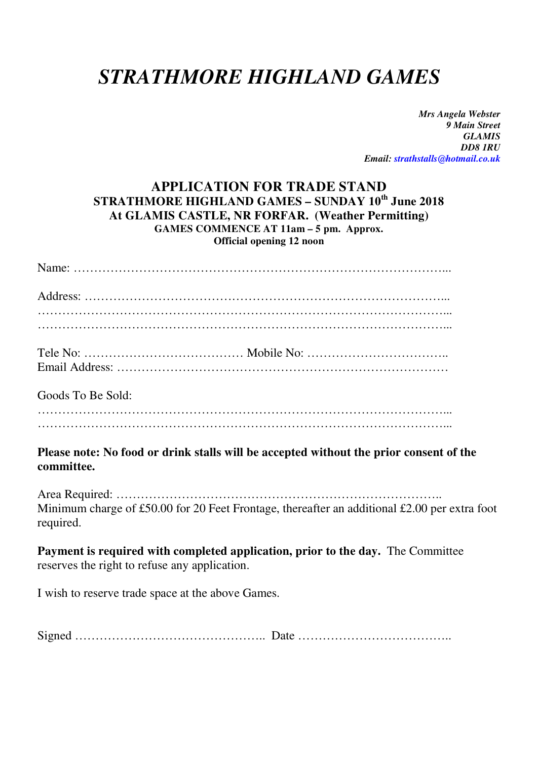# *STRATHMORE HIGHLAND GAMES*

***Mrs Angela Webster***
***9 Main Street***
***GLAMIS***
***DD8 1RU***
***Email: strathstalls@hotmail.co.uk***

## APPLICATION FOR TRADE STAND

**STRATHMORE HIGHLAND GAMES – SUNDAY 10th June 2018**
**At GLAMIS CASTLE, NR FORFAR. (Weather Permitting)**
**GAMES COMMENCE AT 11am – 5 pm. Approx.**
**Official opening 12 noon**

Name: ……………………………………………………………………………...

Address: …………………………………………………………………………...
…………………………………………………………………………………………...
…………………………………………………………………………………………...

Tele No: ………………………………… Mobile No: ……………………………..
Email Address: ……………………………………………………………………

Goods To Be Sold:
…………………………………………………………………………………………...
…………………………………………………………………………………………...

**Please note: No food or drink stalls will be accepted without the prior consent of the committee.**

Area Required: …………………………………………………………………..
Minimum charge of £50.00 for 20 Feet Frontage, thereafter an additional £2.00 per extra foot required.

**Payment is required with completed application, prior to the day.** The Committee reserves the right to refuse any application.

I wish to reserve trade space at the above Games.

Signed ……………………………………….. Date ………………………………..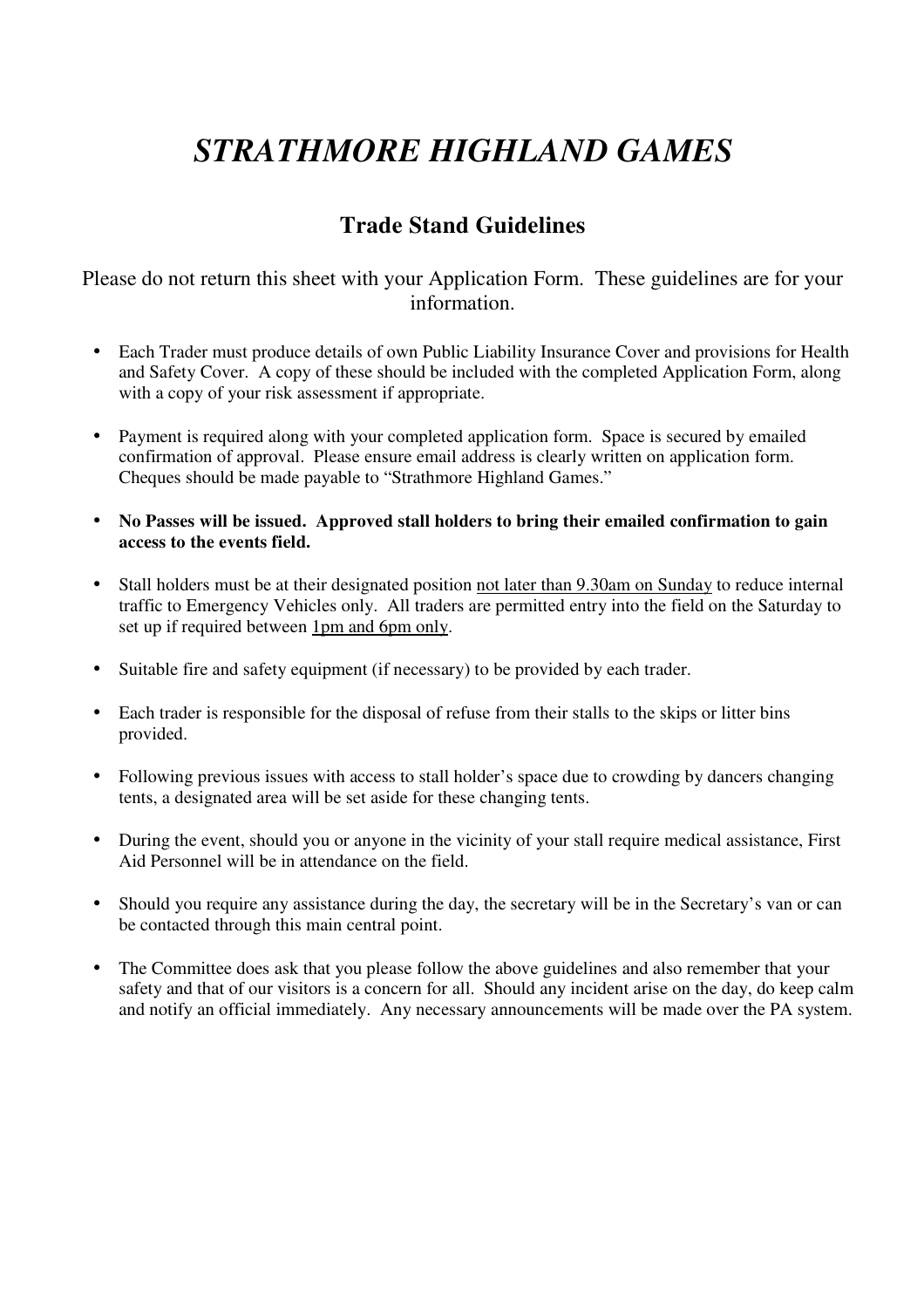# *STRATHMORE HIGHLAND GAMES*

## Trade Stand Guidelines

Please do not return this sheet with your Application Form. These guidelines are for your information.

- Each Trader must produce details of own Public Liability Insurance Cover and provisions for Health and Safety Cover. A copy of these should be included with the completed Application Form, along with a copy of your risk assessment if appropriate.
- Payment is required along with your completed application form. Space is secured by emailed confirmation of approval. Please ensure email address is clearly written on application form. Cheques should be made payable to "Strathmore Highland Games."
- **No Passes will be issued. Approved stall holders to bring their emailed confirmation to gain access to the events field.**
- Stall holders must be at their designated position <u>not later than 9.30am on Sunday</u> to reduce internal traffic to Emergency Vehicles only. All traders are permitted entry into the field on the Saturday to set up if required between <u>1pm and 6pm only</u>.
- Suitable fire and safety equipment (if necessary) to be provided by each trader.
- Each trader is responsible for the disposal of refuse from their stalls to the skips or litter bins provided.
- Following previous issues with access to stall holder's space due to crowding by dancers changing tents, a designated area will be set aside for these changing tents.
- During the event, should you or anyone in the vicinity of your stall require medical assistance, First Aid Personnel will be in attendance on the field.
- Should you require any assistance during the day, the secretary will be in the Secretary's van or can be contacted through this main central point.
- The Committee does ask that you please follow the above guidelines and also remember that your safety and that of our visitors is a concern for all. Should any incident arise on the day, do keep calm and notify an official immediately. Any necessary announcements will be made over the PA system.